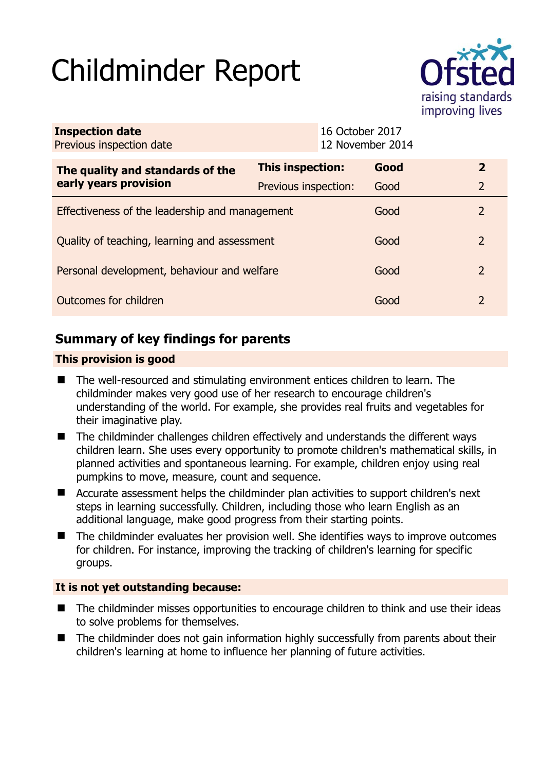# Childminder Report

| Inspection date | 16 October 2017 |
|---|---|
| Previous inspection date | 12 November 2014 |

| The quality and standards of the early years provision | This inspection: | Good | 2 |
|---|---|---|---|
| | Previous inspection: | Good | 2 |
| Effectiveness of the leadership and management | | Good | 2 |
| Quality of teaching, learning and assessment | | Good | 2 |
| Personal development, behaviour and welfare | | Good | 2 |
| Outcomes for children | | Good | 2 |

## Summary of key findings for parents

### This provision is good

- The well-resourced and stimulating environment entices children to learn. The childminder makes very good use of her research to encourage children's understanding of the world. For example, she provides real fruits and vegetables for their imaginative play.
- The childminder challenges children effectively and understands the different ways children learn. She uses every opportunity to promote children's mathematical skills, in planned activities and spontaneous learning. For example, children enjoy using real pumpkins to move, measure, count and sequence.
- Accurate assessment helps the childminder plan activities to support children's next steps in learning successfully. Children, including those who learn English as an additional language, make good progress from their starting points.
- The childminder evaluates her provision well. She identifies ways to improve outcomes for children. For instance, improving the tracking of children's learning for specific groups.

### It is not yet outstanding because:

- The childminder misses opportunities to encourage children to think and use their ideas to solve problems for themselves.
- The childminder does not gain information highly successfully from parents about their children's learning at home to influence her planning of future activities.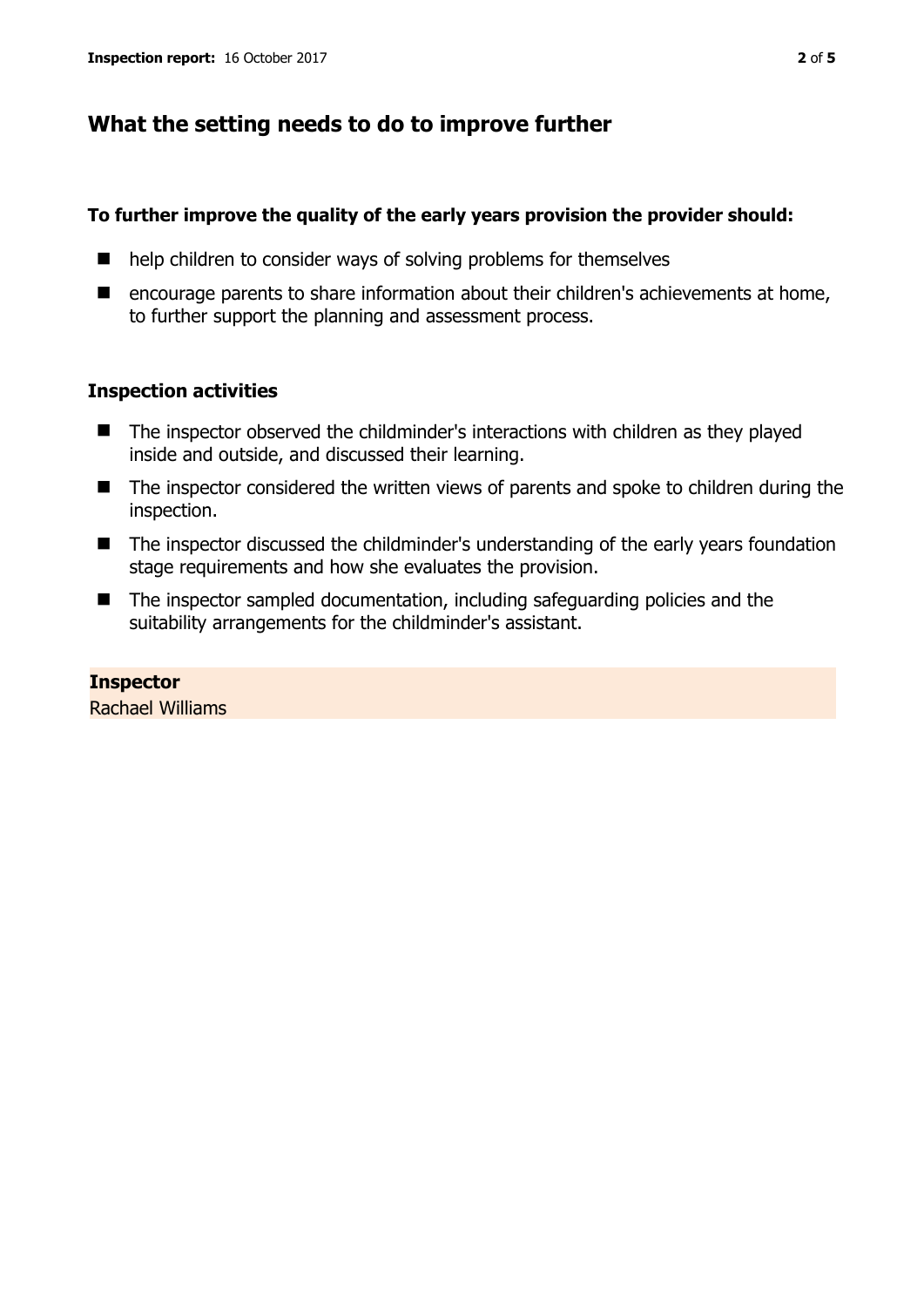## What the setting needs to do to improve further

**To further improve the quality of the early years provision the provider should:**

- help children to consider ways of solving problems for themselves
- encourage parents to share information about their children's achievements at home, to further support the planning and assessment process.

### Inspection activities

- The inspector observed the childminder's interactions with children as they played inside and outside, and discussed their learning.
- The inspector considered the written views of parents and spoke to children during the inspection.
- The inspector discussed the childminder's understanding of the early years foundation stage requirements and how she evaluates the provision.
- The inspector sampled documentation, including safeguarding policies and the suitability arrangements for the childminder's assistant.

**Inspector**
Rachael Williams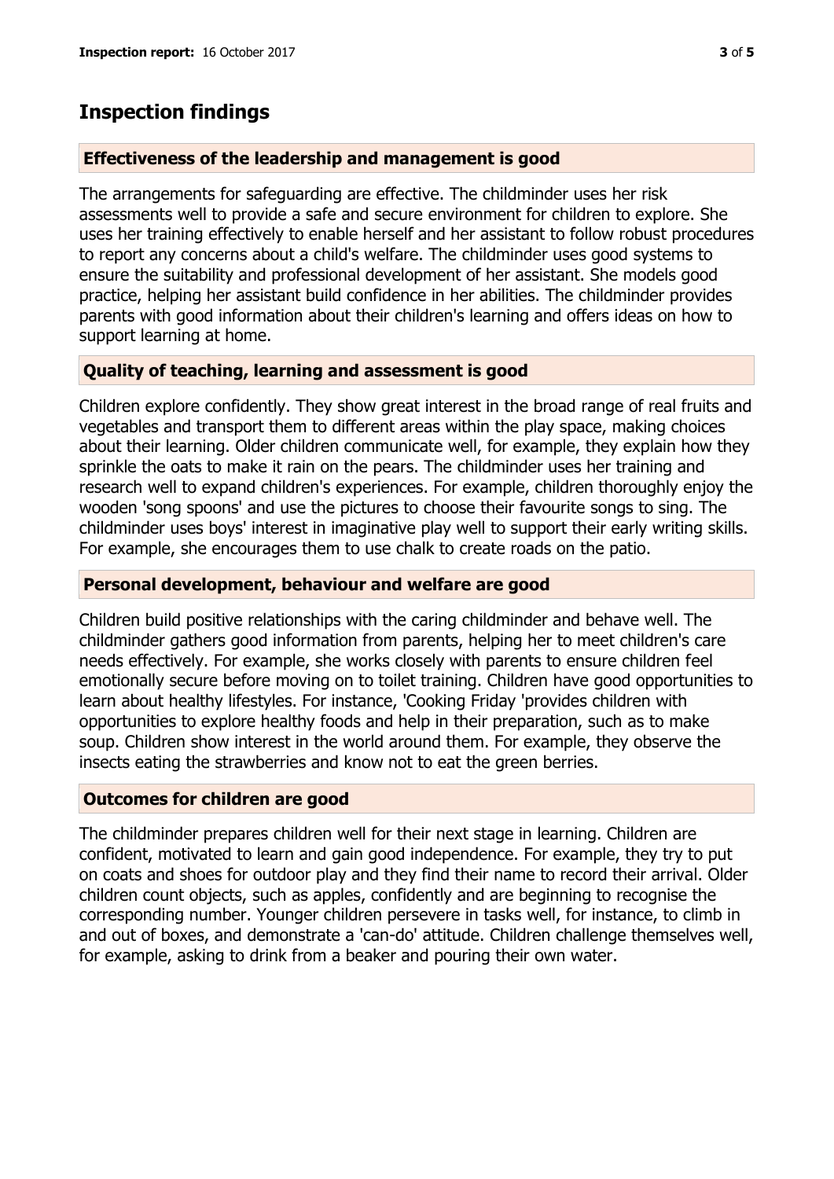## Inspection findings

### Effectiveness of the leadership and management is good

The arrangements for safeguarding are effective. The childminder uses her risk assessments well to provide a safe and secure environment for children to explore. She uses her training effectively to enable herself and her assistant to follow robust procedures to report any concerns about a child's welfare. The childminder uses good systems to ensure the suitability and professional development of her assistant. She models good practice, helping her assistant build confidence in her abilities. The childminder provides parents with good information about their children's learning and offers ideas on how to support learning at home.

### Quality of teaching, learning and assessment is good

Children explore confidently. They show great interest in the broad range of real fruits and vegetables and transport them to different areas within the play space, making choices about their learning. Older children communicate well, for example, they explain how they sprinkle the oats to make it rain on the pears. The childminder uses her training and research well to expand children's experiences. For example, children thoroughly enjoy the wooden 'song spoons' and use the pictures to choose their favourite songs to sing. The childminder uses boys' interest in imaginative play well to support their early writing skills. For example, she encourages them to use chalk to create roads on the patio.

### Personal development, behaviour and welfare are good

Children build positive relationships with the caring childminder and behave well. The childminder gathers good information from parents, helping her to meet children's care needs effectively. For example, she works closely with parents to ensure children feel emotionally secure before moving on to toilet training. Children have good opportunities to learn about healthy lifestyles. For instance, 'Cooking Friday 'provides children with opportunities to explore healthy foods and help in their preparation, such as to make soup. Children show interest in the world around them. For example, they observe the insects eating the strawberries and know not to eat the green berries.

### Outcomes for children are good

The childminder prepares children well for their next stage in learning. Children are confident, motivated to learn and gain good independence. For example, they try to put on coats and shoes for outdoor play and they find their name to record their arrival. Older children count objects, such as apples, confidently and are beginning to recognise the corresponding number. Younger children persevere in tasks well, for instance, to climb in and out of boxes, and demonstrate a 'can-do' attitude. Children challenge themselves well, for example, asking to drink from a beaker and pouring their own water.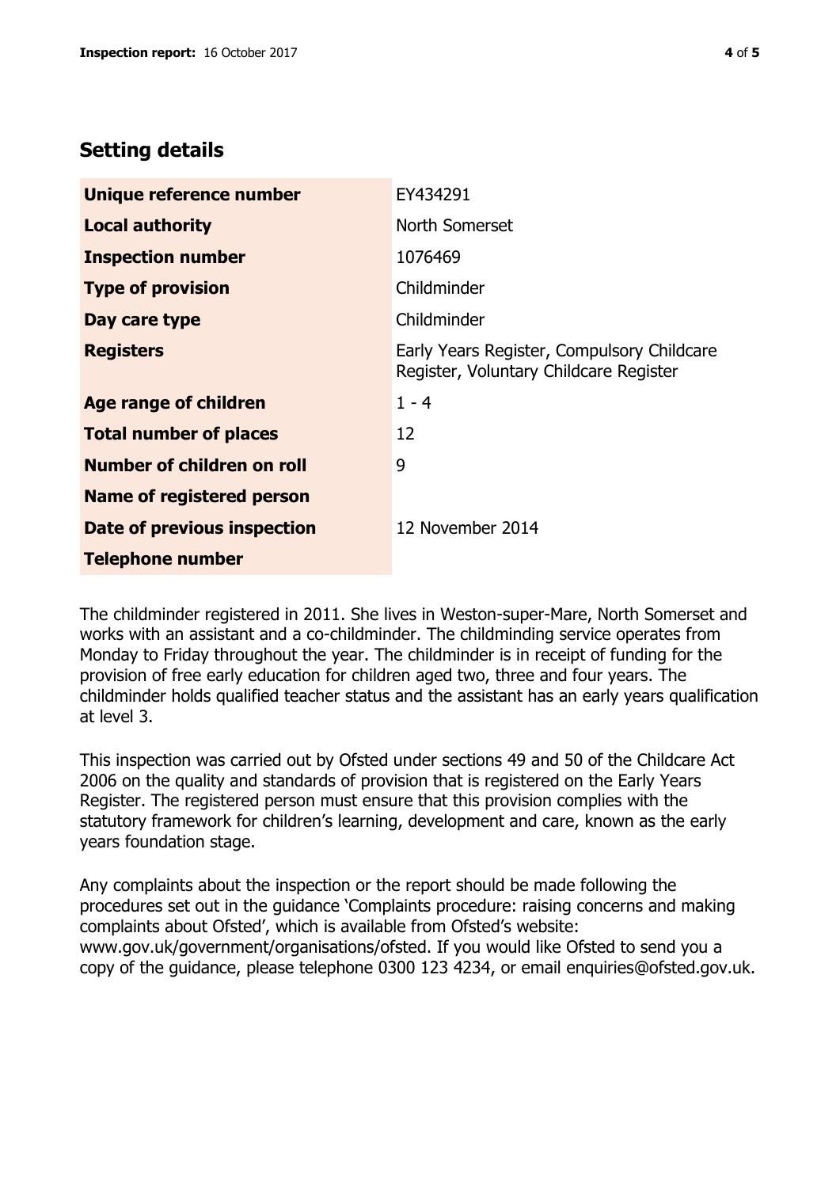## Setting details

| | |
|---|---|
| **Unique reference number** | EY434291 |
| **Local authority** | North Somerset |
| **Inspection number** | 1076469 |
| **Type of provision** | Childminder |
| **Day care type** | Childminder |
| **Registers** | Early Years Register, Compulsory Childcare Register, Voluntary Childcare Register |
| **Age range of children** | 1 - 4 |
| **Total number of places** | 12 |
| **Number of children on roll** | 9 |
| **Name of registered person** | |
| **Date of previous inspection** | 12 November 2014 |
| **Telephone number** | |

The childminder registered in 2011. She lives in Weston-super-Mare, North Somerset and works with an assistant and a co-childminder. The childminding service operates from Monday to Friday throughout the year. The childminder is in receipt of funding for the provision of free early education for children aged two, three and four years. The childminder holds qualified teacher status and the assistant has an early years qualification at level 3.

This inspection was carried out by Ofsted under sections 49 and 50 of the Childcare Act 2006 on the quality and standards of provision that is registered on the Early Years Register. The registered person must ensure that this provision complies with the statutory framework for children's learning, development and care, known as the early years foundation stage.

Any complaints about the inspection or the report should be made following the procedures set out in the guidance 'Complaints procedure: raising concerns and making complaints about Ofsted', which is available from Ofsted's website: www.gov.uk/government/organisations/ofsted. If you would like Ofsted to send you a copy of the guidance, please telephone 0300 123 4234, or email enquiries@ofsted.gov.uk.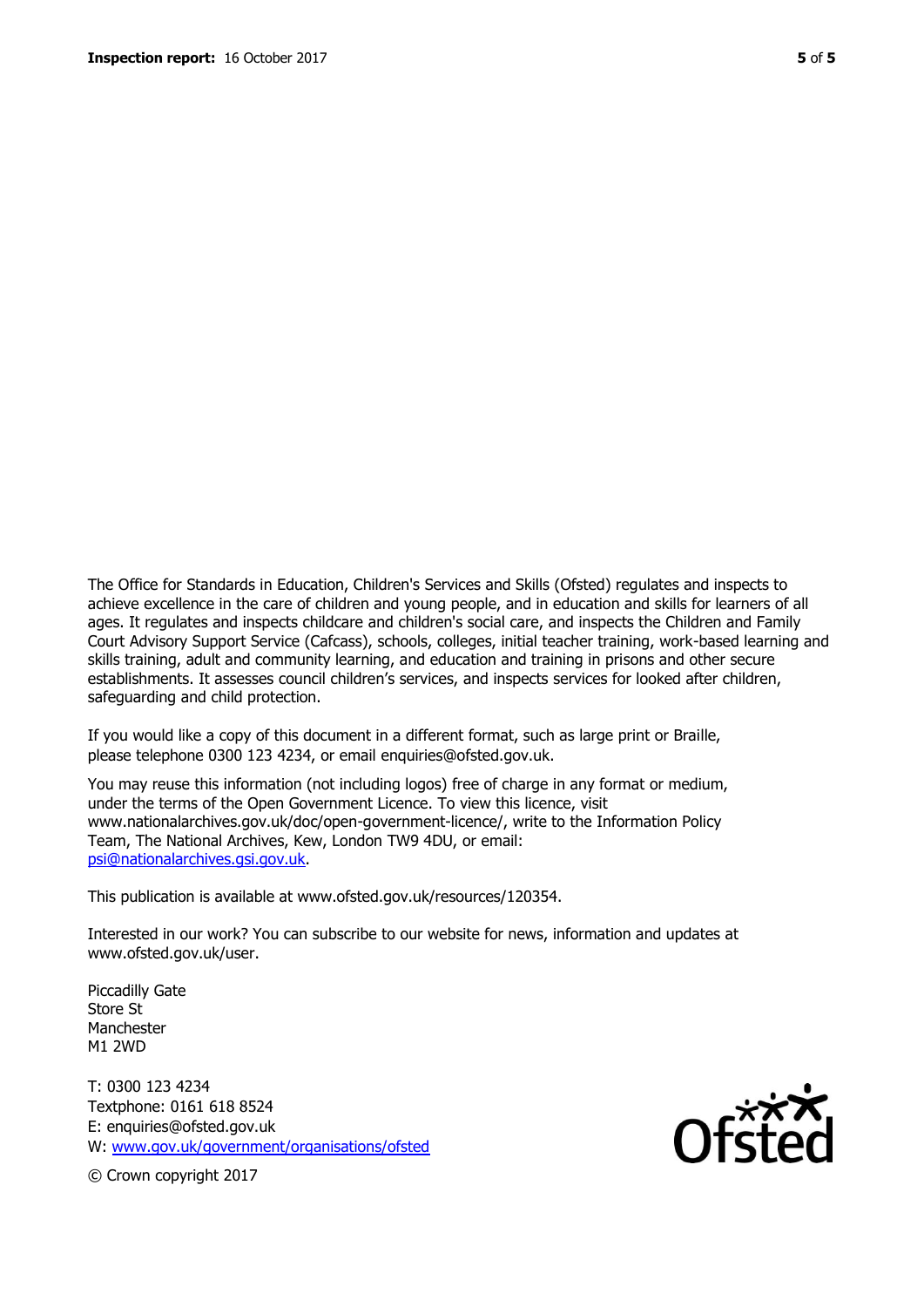The Office for Standards in Education, Children's Services and Skills (Ofsted) regulates and inspects to achieve excellence in the care of children and young people, and in education and skills for learners of all ages. It regulates and inspects childcare and children's social care, and inspects the Children and Family Court Advisory Support Service (Cafcass), schools, colleges, initial teacher training, work-based learning and skills training, adult and community learning, and education and training in prisons and other secure establishments. It assesses council children's services, and inspects services for looked after children, safeguarding and child protection.

If you would like a copy of this document in a different format, such as large print or Braille, please telephone 0300 123 4234, or email enquiries@ofsted.gov.uk.

You may reuse this information (not including logos) free of charge in any format or medium, under the terms of the Open Government Licence. To view this licence, visit www.nationalarchives.gov.uk/doc/open-government-licence/, write to the Information Policy Team, The National Archives, Kew, London TW9 4DU, or email: psi@nationalarchives.gsi.gov.uk.

This publication is available at www.ofsted.gov.uk/resources/120354.

Interested in our work? You can subscribe to our website for news, information and updates at www.ofsted.gov.uk/user.

Piccadilly Gate
Store St
Manchester
M1 2WD

T: 0300 123 4234
Textphone: 0161 618 8524
E: enquiries@ofsted.gov.uk
W: www.gov.uk/government/organisations/ofsted

© Crown copyright 2017